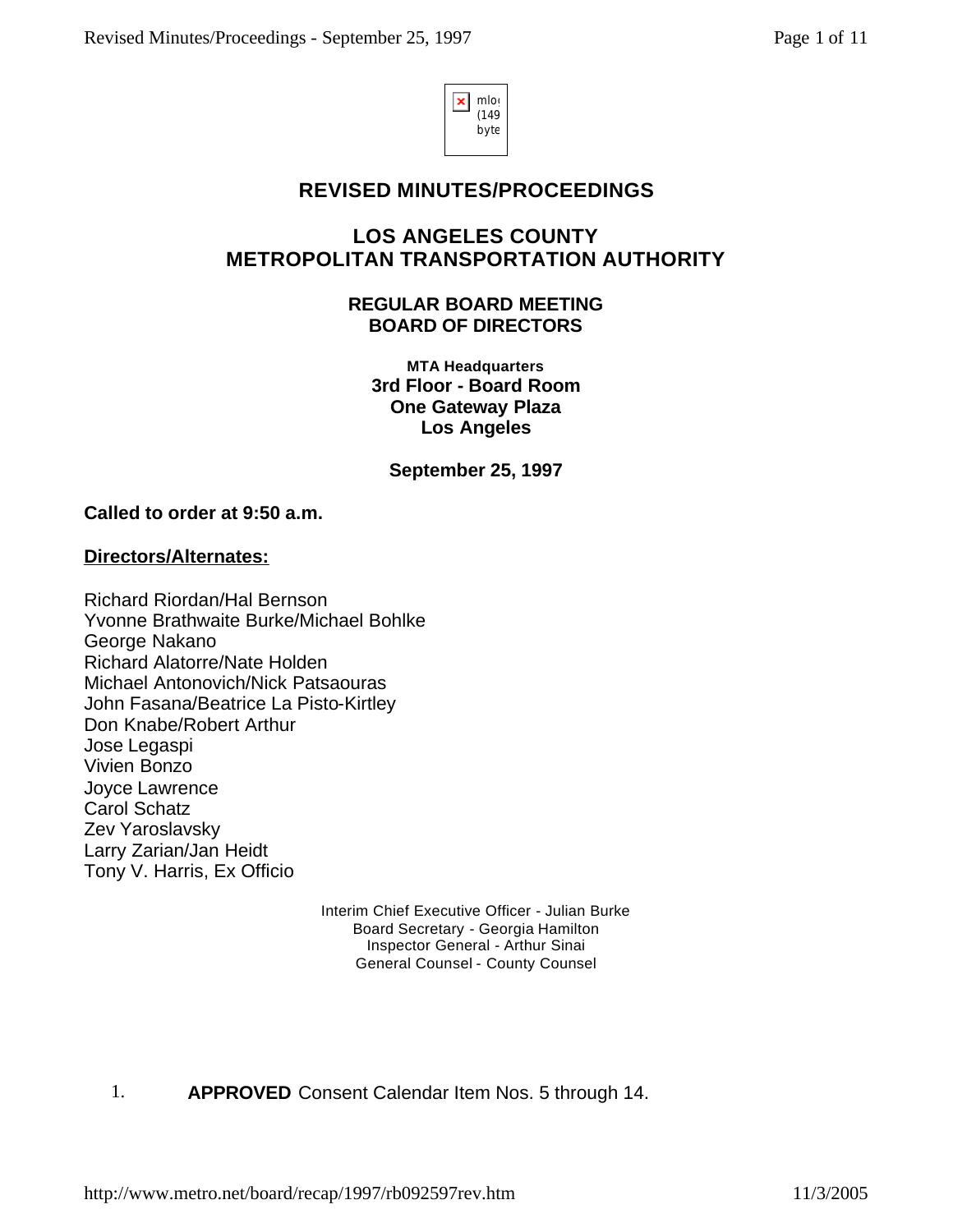# REVISED MINUTES/PROCEEDINGS

## LOS ANGELES COUNTY METROPOLITAN TRANSPORTATION AUTHORITY

### REGULAR BOARD MEETING BOARD OF DIRECTORS

**MTA Headquarters**
**3rd Floor - Board Room**
**One Gateway Plaza**
**Los Angeles**

**September 25, 1997**

**Called to order at 9:50 a.m.**

**Directors/Alternates:**

Richard Riordan/Hal Bernson
Yvonne Brathwaite Burke/Michael Bohlke
George Nakano
Richard Alatorre/Nate Holden
Michael Antonovich/Nick Patsaouras
John Fasana/Beatrice La Pisto-Kirtley
Don Knabe/Robert Arthur
Jose Legaspi
Vivien Bonzo
Joyce Lawrence
Carol Schatz
Zev Yaroslavsky
Larry Zarian/Jan Heidt
Tony V. Harris, Ex Officio

Interim Chief Executive Officer - Julian Burke
Board Secretary - Georgia Hamilton
Inspector General - Arthur Sinai
General Counsel - County Counsel

1. **APPROVED** Consent Calendar Item Nos. 5 through 14.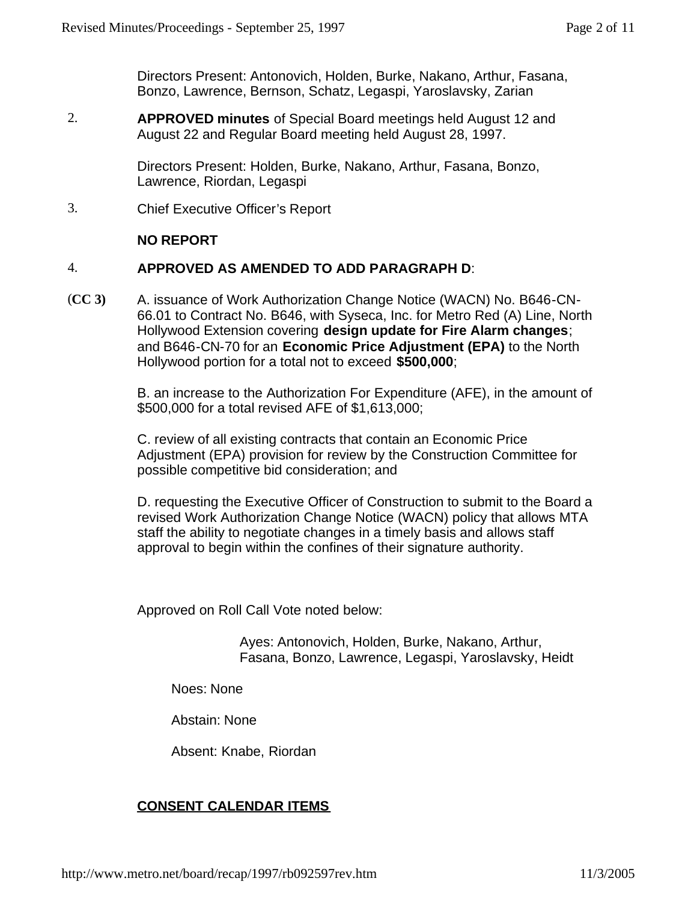Directors Present: Antonovich, Holden, Burke, Nakano, Arthur, Fasana, Bonzo, Lawrence, Bernson, Schatz, Legaspi, Yaroslavsky, Zarian

2. **APPROVED minutes** of Special Board meetings held August 12 and August 22 and Regular Board meeting held August 28, 1997.

   Directors Present: Holden, Burke, Nakano, Arthur, Fasana, Bonzo, Lawrence, Riordan, Legaspi

3. Chief Executive Officer's Report

   **NO REPORT**

4. **APPROVED AS AMENDED TO ADD PARAGRAPH D**:

(**CC 3)**

A. issuance of Work Authorization Change Notice (WACN) No. B646-CN-66.01 to Contract No. B646, with Syseca, Inc. for Metro Red (A) Line, North Hollywood Extension covering **design update for Fire Alarm changes**; and B646-CN-70 for an **Economic Price Adjustment (EPA)** to the North Hollywood portion for a total not to exceed **$500,000**;

B. an increase to the Authorization For Expenditure (AFE), in the amount of $500,000 for a total revised AFE of $1,613,000;

C. review of all existing contracts that contain an Economic Price Adjustment (EPA) provision for review by the Construction Committee for possible competitive bid consideration; and

D. requesting the Executive Officer of Construction to submit to the Board a revised Work Authorization Change Notice (WACN) policy that allows MTA staff the ability to negotiate changes in a timely basis and allows staff approval to begin within the confines of their signature authority.

Approved on Roll Call Vote noted below:

Ayes: Antonovich, Holden, Burke, Nakano, Arthur, Fasana, Bonzo, Lawrence, Legaspi, Yaroslavsky, Heidt

Noes: None

Abstain: None

Absent: Knabe, Riordan

**CONSENT CALENDAR ITEMS**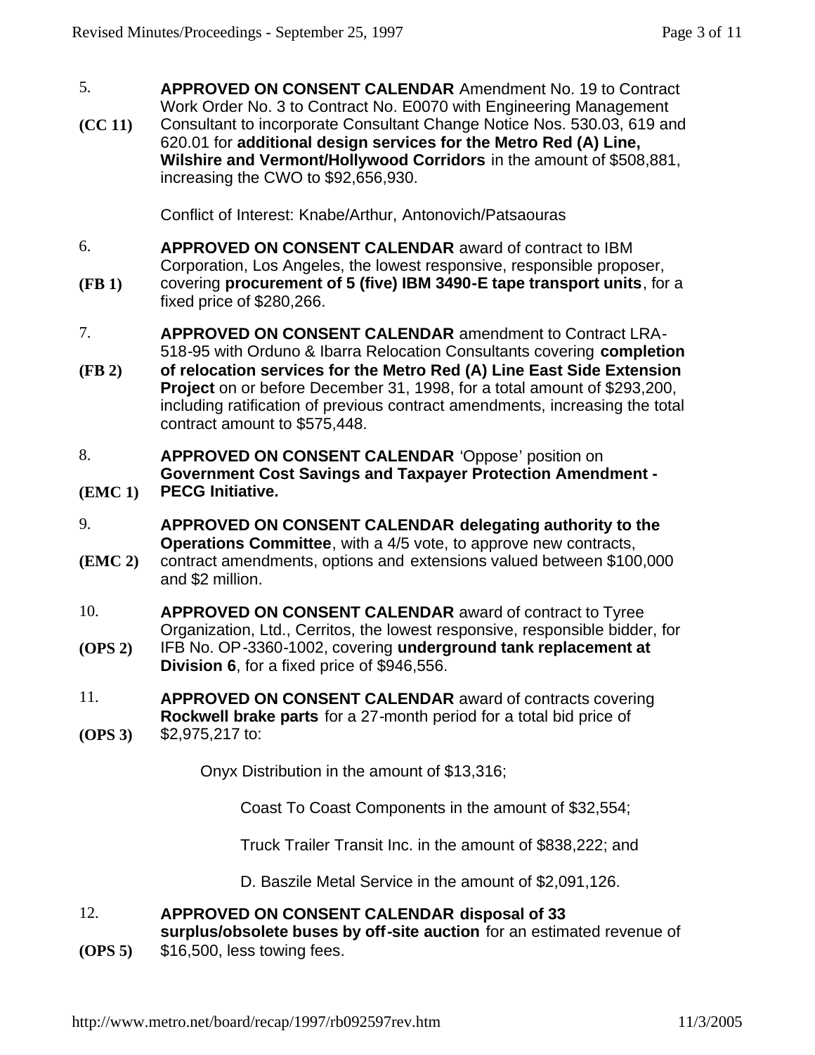5.

**(CC 11)**

**APPROVED ON CONSENT CALENDAR** Amendment No. 19 to Contract Work Order No. 3 to Contract No. E0070 with Engineering Management Consultant to incorporate Consultant Change Notice Nos. 530.03, 619 and 620.01 for **additional design services for the Metro Red (A) Line, Wilshire and Vermont/Hollywood Corridors** in the amount of $508,881, increasing the CWO to $92,656,930.

Conflict of Interest: Knabe/Arthur, Antonovich/Patsaouras

6.

**(FB 1)**

**APPROVED ON CONSENT CALENDAR** award of contract to IBM Corporation, Los Angeles, the lowest responsive, responsible proposer, covering **procurement of 5 (five) IBM 3490-E tape transport units**, for a fixed price of $280,266.

7.

**(FB 2)**

**APPROVED ON CONSENT CALENDAR** amendment to Contract LRA-518-95 with Orduno & Ibarra Relocation Consultants covering **completion of relocation services for the Metro Red (A) Line East Side Extension Project** on or before December 31, 1998, for a total amount of $293,200, including ratification of previous contract amendments, increasing the total contract amount to $575,448.

8.

**(EMC 1)**

**APPROVED ON CONSENT CALENDAR** 'Oppose' position on **Government Cost Savings and Taxpayer Protection Amendment - PECG Initiative.**

9.

**(EMC 2)**

**APPROVED ON CONSENT CALENDAR delegating authority to the Operations Committee**, with a 4/5 vote, to approve new contracts, contract amendments, options and extensions valued between $100,000 and $2 million.

10.

**(OPS 2)**

**APPROVED ON CONSENT CALENDAR** award of contract to Tyree Organization, Ltd., Cerritos, the lowest responsive, responsible bidder, for IFB No. OP-3360-1002, covering **underground tank replacement at Division 6**, for a fixed price of $946,556.

11.

**(OPS 3)**

**APPROVED ON CONSENT CALENDAR** award of contracts covering **Rockwell brake parts** for a 27-month period for a total bid price of $2,975,217 to:

Onyx Distribution in the amount of $13,316;

Coast To Coast Components in the amount of $32,554;

Truck Trailer Transit Inc. in the amount of $838,222; and

D. Baszile Metal Service in the amount of $2,091,126.

12.

**(OPS 5)**

**APPROVED ON CONSENT CALENDAR disposal of 33 surplus/obsolete buses by off-site auction** for an estimated revenue of $16,500, less towing fees.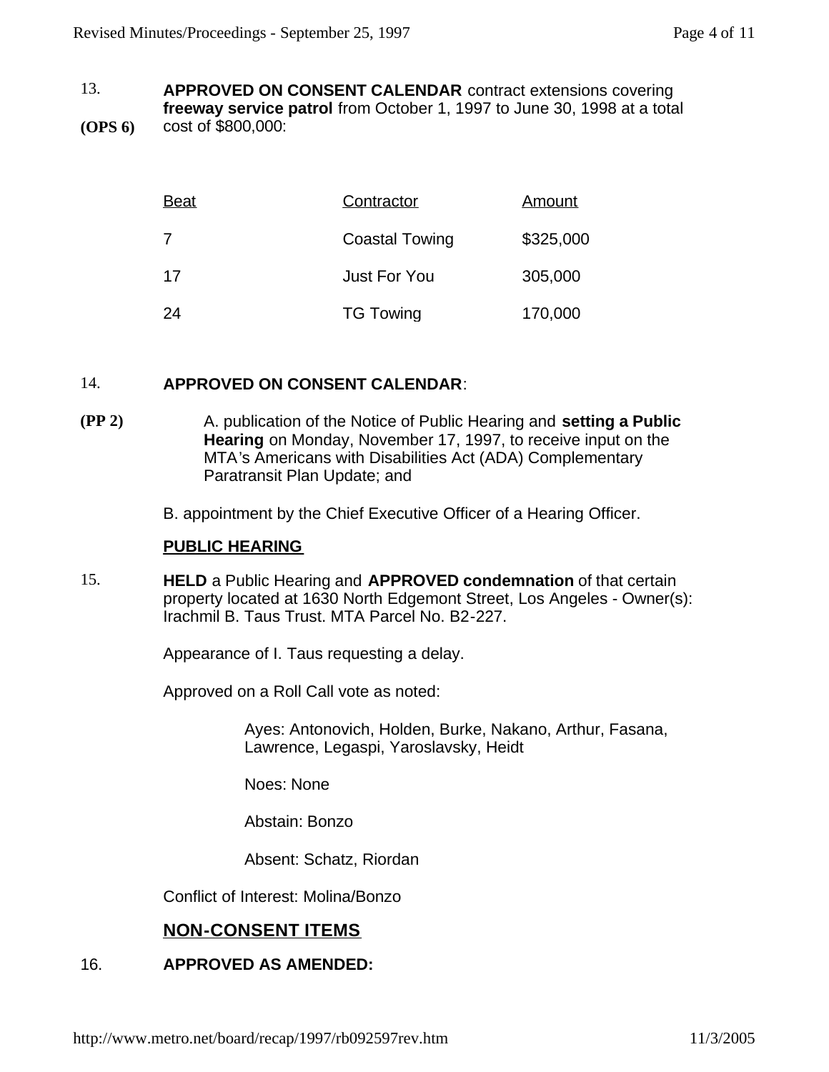13. **APPROVED ON CONSENT CALENDAR** contract extensions covering **freeway service patrol** from October 1, 1997 to June 30, 1998 at a total cost of $800,000:

**(OPS 6)**

| Beat | Contractor | Amount |
| --- | --- | --- |
| 7 | Coastal Towing | $325,000 |
| 17 | Just For You | 305,000 |
| 24 | TG Towing | 170,000 |

14. **APPROVED ON CONSENT CALENDAR**:

**(PP 2)**

A. publication of the Notice of Public Hearing and **setting a Public Hearing** on Monday, November 17, 1997, to receive input on the MTA's Americans with Disabilities Act (ADA) Complementary Paratransit Plan Update; and

B. appointment by the Chief Executive Officer of a Hearing Officer.

## PUBLIC HEARING

15. **HELD** a Public Hearing and **APPROVED condemnation** of that certain property located at 1630 North Edgemont Street, Los Angeles - Owner(s): Irachmil B. Taus Trust. MTA Parcel No. B2-227.

Appearance of I. Taus requesting a delay.

Approved on a Roll Call vote as noted:

> Ayes: Antonovich, Holden, Burke, Nakano, Arthur, Fasana, Lawrence, Legaspi, Yaroslavsky, Heidt
>
> Noes: None
>
> Abstain: Bonzo
>
> Absent: Schatz, Riordan

Conflict of Interest: Molina/Bonzo

## NON-CONSENT ITEMS

16. **APPROVED AS AMENDED:**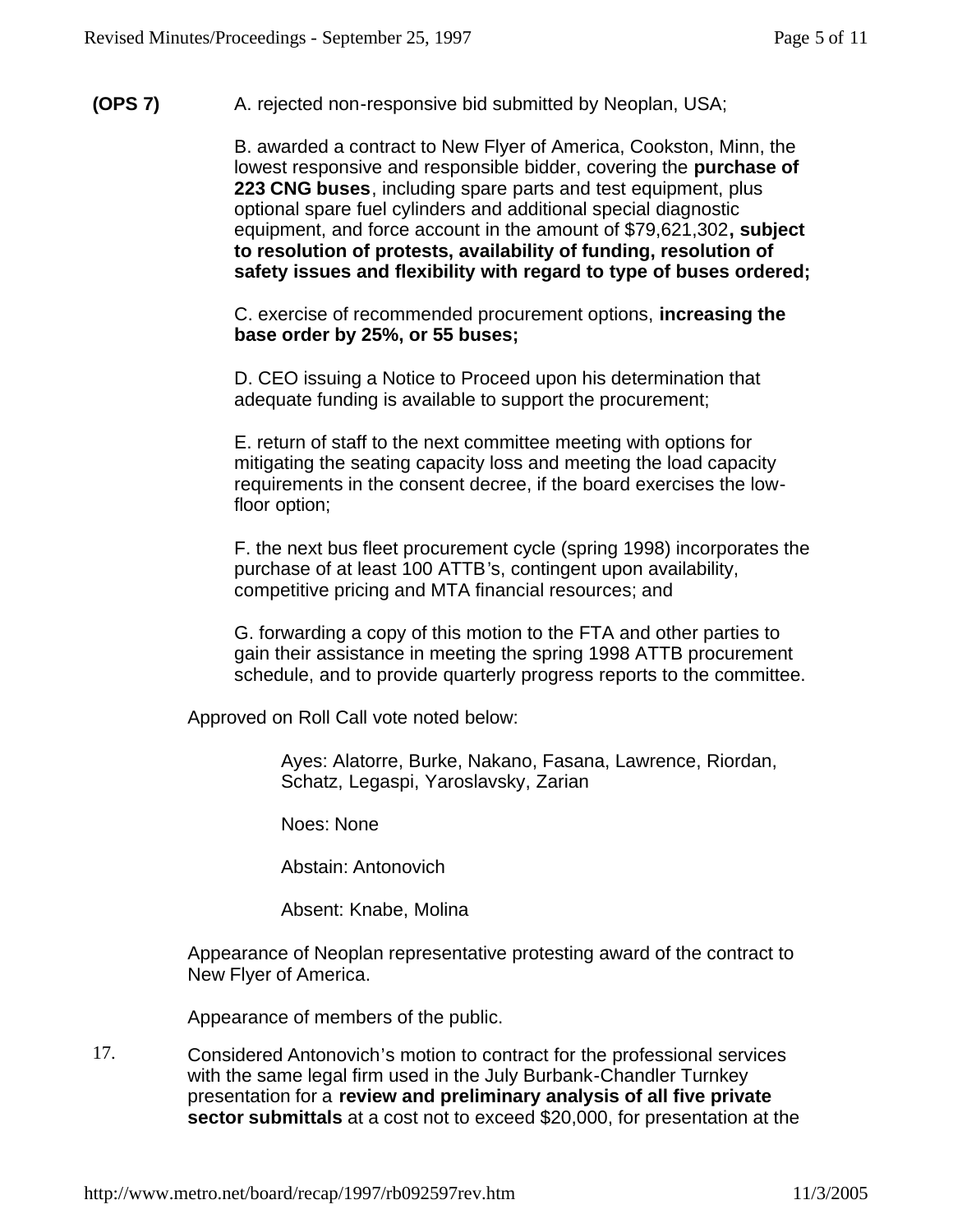**(OPS 7)** A. rejected non-responsive bid submitted by Neoplan, USA;

B. awarded a contract to New Flyer of America, Cookston, Minn, the lowest responsive and responsible bidder, covering the **purchase of 223 CNG buses**, including spare parts and test equipment, plus optional spare fuel cylinders and additional special diagnostic equipment, and force account in the amount of $79,621,302**, subject to resolution of protests, availability of funding, resolution of safety issues and flexibility with regard to type of buses ordered;**

C. exercise of recommended procurement options, **increasing the base order by 25%, or 55 buses;**

D. CEO issuing a Notice to Proceed upon his determination that adequate funding is available to support the procurement;

E. return of staff to the next committee meeting with options for mitigating the seating capacity loss and meeting the load capacity requirements in the consent decree, if the board exercises the low-floor option;

F. the next bus fleet procurement cycle (spring 1998) incorporates the purchase of at least 100 ATTB's, contingent upon availability, competitive pricing and MTA financial resources; and

G. forwarding a copy of this motion to the FTA and other parties to gain their assistance in meeting the spring 1998 ATTB procurement schedule, and to provide quarterly progress reports to the committee.

Approved on Roll Call vote noted below:

Ayes: Alatorre, Burke, Nakano, Fasana, Lawrence, Riordan, Schatz, Legaspi, Yaroslavsky, Zarian

Noes: None

Abstain: Antonovich

Absent: Knabe, Molina

Appearance of Neoplan representative protesting award of the contract to New Flyer of America.

Appearance of members of the public.

17. Considered Antonovich's motion to contract for the professional services with the same legal firm used in the July Burbank-Chandler Turnkey presentation for a **review and preliminary analysis of all five private sector submittals** at a cost not to exceed $20,000, for presentation at the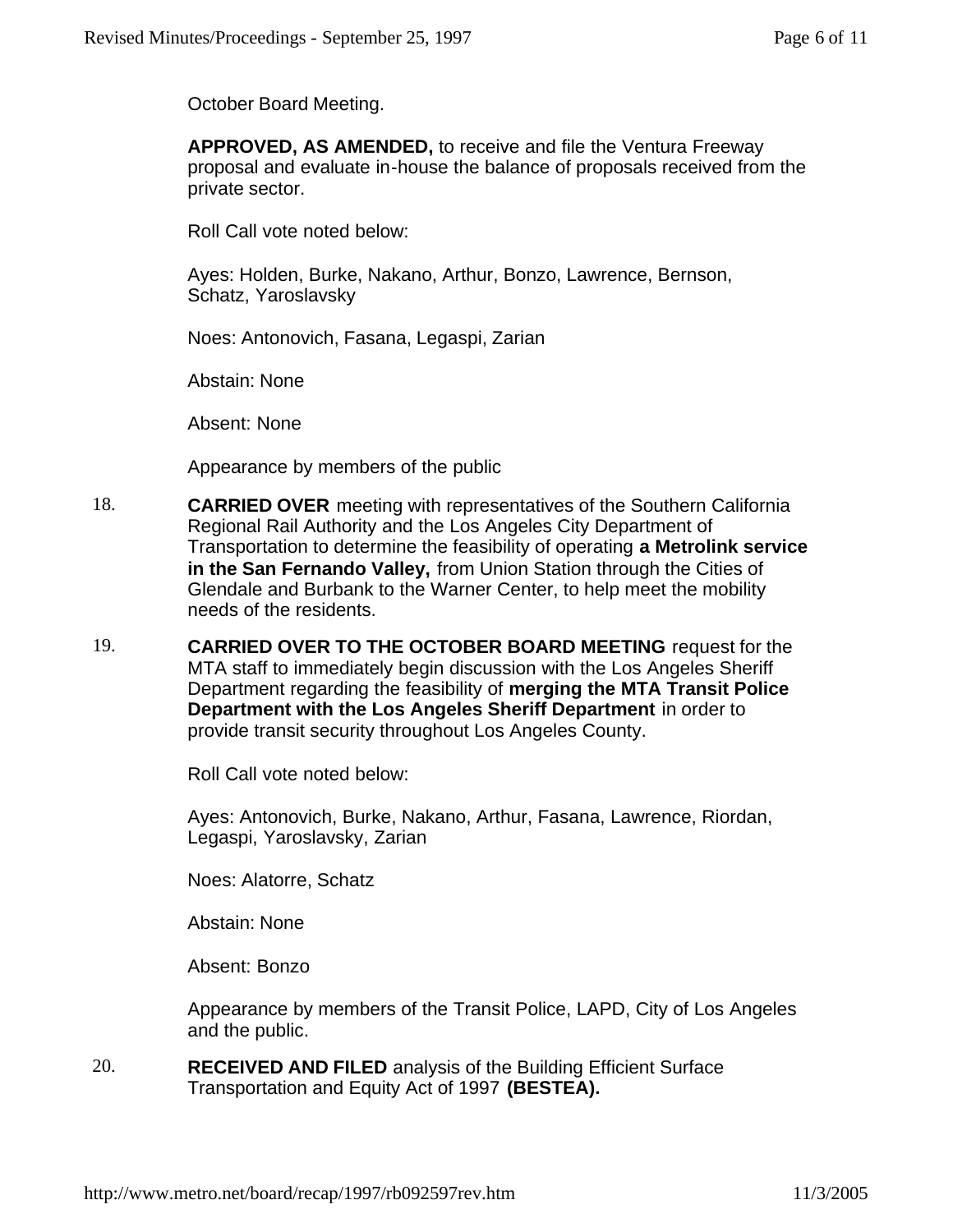October Board Meeting.

**APPROVED, AS AMENDED,** to receive and file the Ventura Freeway proposal and evaluate in-house the balance of proposals received from the private sector.

Roll Call vote noted below:

Ayes: Holden, Burke, Nakano, Arthur, Bonzo, Lawrence, Bernson, Schatz, Yaroslavsky

Noes: Antonovich, Fasana, Legaspi, Zarian

Abstain: None

Absent: None

Appearance by members of the public

18. **CARRIED OVER** meeting with representatives of the Southern California Regional Rail Authority and the Los Angeles City Department of Transportation to determine the feasibility of operating **a Metrolink service in the San Fernando Valley,** from Union Station through the Cities of Glendale and Burbank to the Warner Center, to help meet the mobility needs of the residents.

19. **CARRIED OVER TO THE OCTOBER BOARD MEETING** request for the MTA staff to immediately begin discussion with the Los Angeles Sheriff Department regarding the feasibility of **merging the MTA Transit Police Department with the Los Angeles Sheriff Department** in order to provide transit security throughout Los Angeles County.

    Roll Call vote noted below:

    Ayes: Antonovich, Burke, Nakano, Arthur, Fasana, Lawrence, Riordan, Legaspi, Yaroslavsky, Zarian

    Noes: Alatorre, Schatz

    Abstain: None

    Absent: Bonzo

    Appearance by members of the Transit Police, LAPD, City of Los Angeles and the public.

20. **RECEIVED AND FILED** analysis of the Building Efficient Surface Transportation and Equity Act of 1997 **(BESTEA).**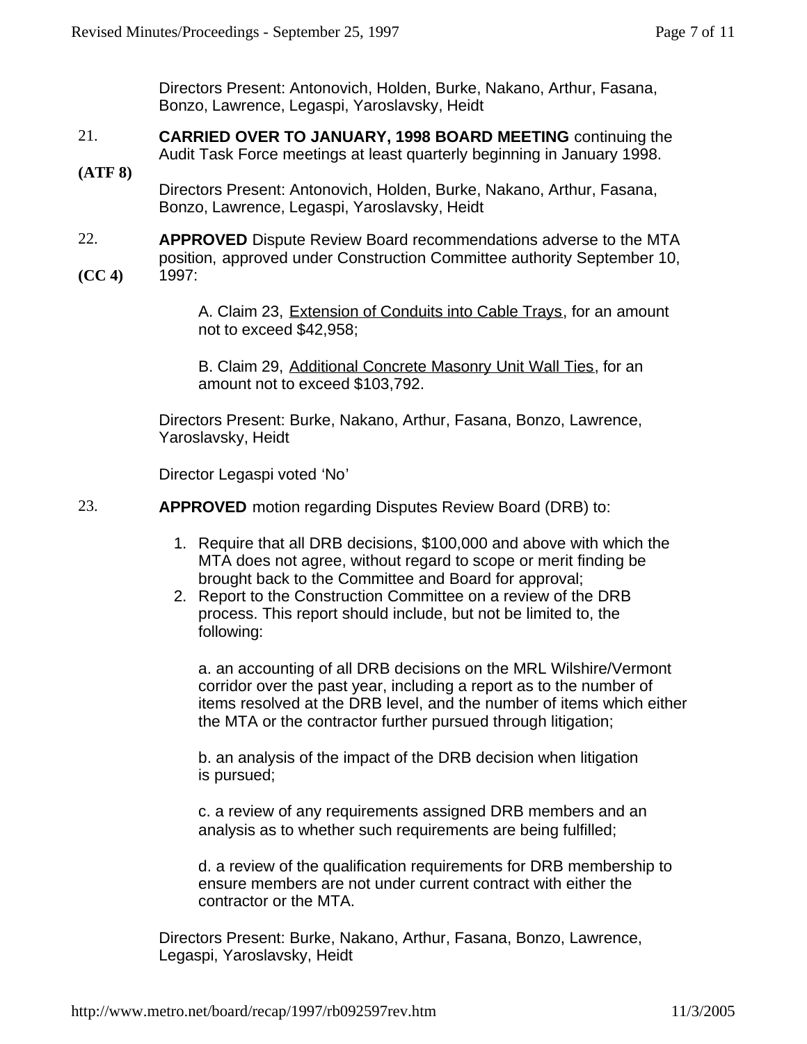Directors Present: Antonovich, Holden, Burke, Nakano, Arthur, Fasana, Bonzo, Lawrence, Legaspi, Yaroslavsky, Heidt

21. **(ATF 8)**

**CARRIED OVER TO JANUARY, 1998 BOARD MEETING** continuing the Audit Task Force meetings at least quarterly beginning in January 1998.

Directors Present: Antonovich, Holden, Burke, Nakano, Arthur, Fasana, Bonzo, Lawrence, Legaspi, Yaroslavsky, Heidt

22. **(CC 4)**

**APPROVED** Dispute Review Board recommendations adverse to the MTA position, approved under Construction Committee authority September 10, 1997:

A. Claim 23, Extension of Conduits into Cable Trays, for an amount not to exceed $42,958;

B. Claim 29, Additional Concrete Masonry Unit Wall Ties, for an amount not to exceed $103,792.

Directors Present: Burke, Nakano, Arthur, Fasana, Bonzo, Lawrence, Yaroslavsky, Heidt

Director Legaspi voted 'No'

23.

**APPROVED** motion regarding Disputes Review Board (DRB) to:

1. Require that all DRB decisions, $100,000 and above with which the MTA does not agree, without regard to scope or merit finding be brought back to the Committee and Board for approval;
2. Report to the Construction Committee on a review of the DRB process. This report should include, but not be limited to, the following:

   a. an accounting of all DRB decisions on the MRL Wilshire/Vermont corridor over the past year, including a report as to the number of items resolved at the DRB level, and the number of items which either the MTA or the contractor further pursued through litigation;

   b. an analysis of the impact of the DRB decision when litigation is pursued;

   c. a review of any requirements assigned DRB members and an analysis as to whether such requirements are being fulfilled;

   d. a review of the qualification requirements for DRB membership to ensure members are not under current contract with either the contractor or the MTA.

Directors Present: Burke, Nakano, Arthur, Fasana, Bonzo, Lawrence, Legaspi, Yaroslavsky, Heidt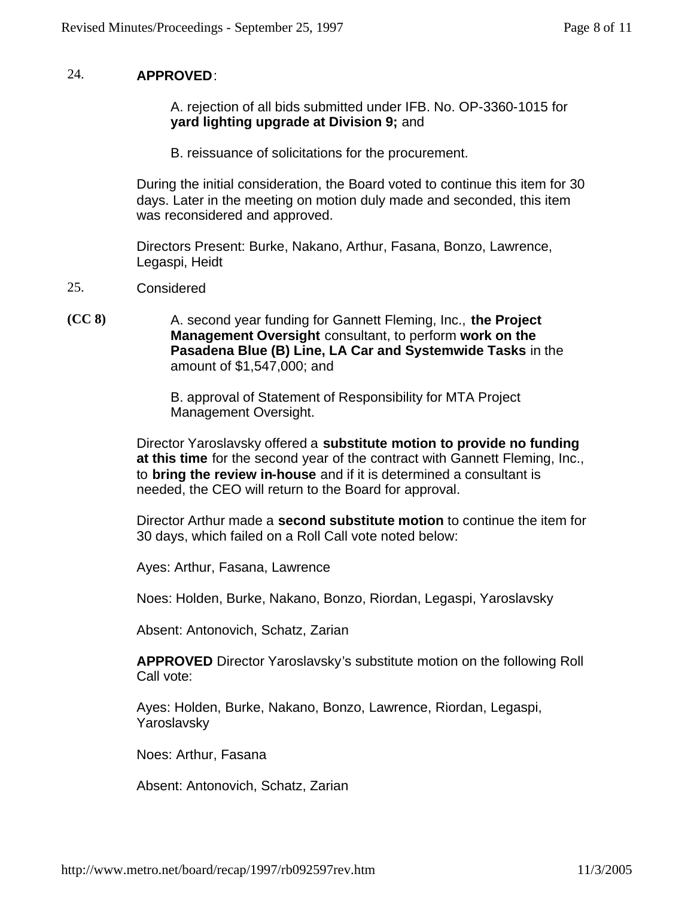24. **APPROVED**:

A. rejection of all bids submitted under IFB. No. OP-3360-1015 for **yard lighting upgrade at Division 9;** and

B. reissuance of solicitations for the procurement.

During the initial consideration, the Board voted to continue this item for 30 days. Later in the meeting on motion duly made and seconded, this item was reconsidered and approved.

Directors Present: Burke, Nakano, Arthur, Fasana, Bonzo, Lawrence, Legaspi, Heidt

25. Considered

**(CC 8)** A. second year funding for Gannett Fleming, Inc., **the Project Management Oversight** consultant, to perform **work on the Pasadena Blue (B) Line, LA Car and Systemwide Tasks** in the amount of $1,547,000; and

B. approval of Statement of Responsibility for MTA Project Management Oversight.

Director Yaroslavsky offered a **substitute motion to provide no funding at this time** for the second year of the contract with Gannett Fleming, Inc., to **bring the review in-house** and if it is determined a consultant is needed, the CEO will return to the Board for approval.

Director Arthur made a **second substitute motion** to continue the item for 30 days, which failed on a Roll Call vote noted below:

Ayes: Arthur, Fasana, Lawrence

Noes: Holden, Burke, Nakano, Bonzo, Riordan, Legaspi, Yaroslavsky

Absent: Antonovich, Schatz, Zarian

**APPROVED** Director Yaroslavsky's substitute motion on the following Roll Call vote:

Ayes: Holden, Burke, Nakano, Bonzo, Lawrence, Riordan, Legaspi, Yaroslavsky

Noes: Arthur, Fasana

Absent: Antonovich, Schatz, Zarian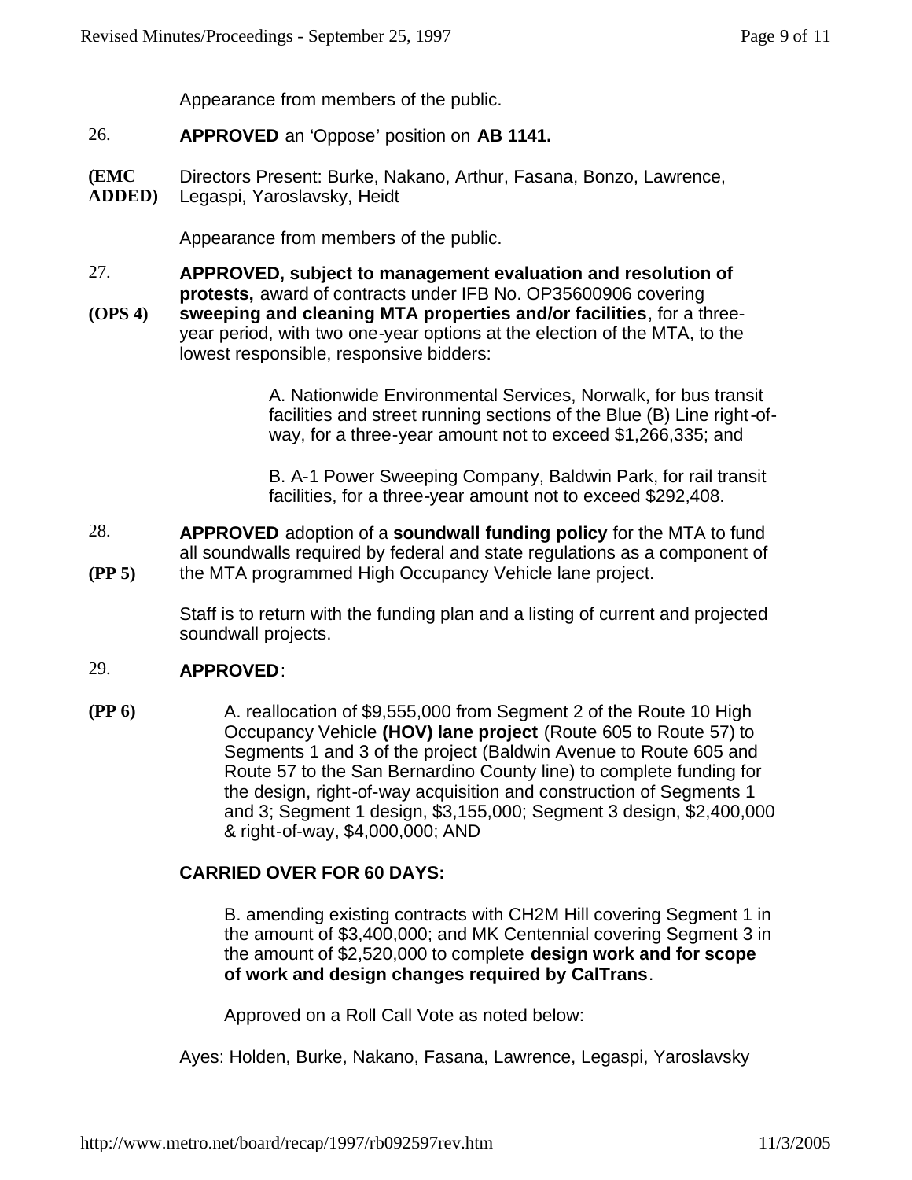Appearance from members of the public.

26. **APPROVED** an 'Oppose' position on **AB 1141.**

**(EMC ADDED)** Directors Present: Burke, Nakano, Arthur, Fasana, Bonzo, Lawrence, Legaspi, Yaroslavsky, Heidt

Appearance from members of the public.

27. **(OPS 4)** **APPROVED, subject to management evaluation and resolution of protests,** award of contracts under IFB No. OP35600906 covering **sweeping and cleaning MTA properties and/or facilities**, for a three-year period, with two one-year options at the election of the MTA, to the lowest responsible, responsive bidders:

A. Nationwide Environmental Services, Norwalk, for bus transit facilities and street running sections of the Blue (B) Line right-of-way, for a three-year amount not to exceed $1,266,335; and

B. A-1 Power Sweeping Company, Baldwin Park, for rail transit facilities, for a three-year amount not to exceed $292,408.

28. **(PP 5)** **APPROVED** adoption of a **soundwall funding policy** for the MTA to fund all soundwalls required by federal and state regulations as a component of the MTA programmed High Occupancy Vehicle lane project.

Staff is to return with the funding plan and a listing of current and projected soundwall projects.

29. **(PP 6)** **APPROVED**:

A. reallocation of $9,555,000 from Segment 2 of the Route 10 High Occupancy Vehicle **(HOV) lane project** (Route 605 to Route 57) to Segments 1 and 3 of the project (Baldwin Avenue to Route 605 and Route 57 to the San Bernardino County line) to complete funding for the design, right-of-way acquisition and construction of Segments 1 and 3; Segment 1 design, $3,155,000; Segment 3 design, $2,400,000 & right-of-way, $4,000,000; AND

**CARRIED OVER FOR 60 DAYS:**

B. amending existing contracts with CH2M Hill covering Segment 1 in the amount of $3,400,000; and MK Centennial covering Segment 3 in the amount of $2,520,000 to complete **design work and for scope of work and design changes required by CalTrans**.

Approved on a Roll Call Vote as noted below:

Ayes: Holden, Burke, Nakano, Fasana, Lawrence, Legaspi, Yaroslavsky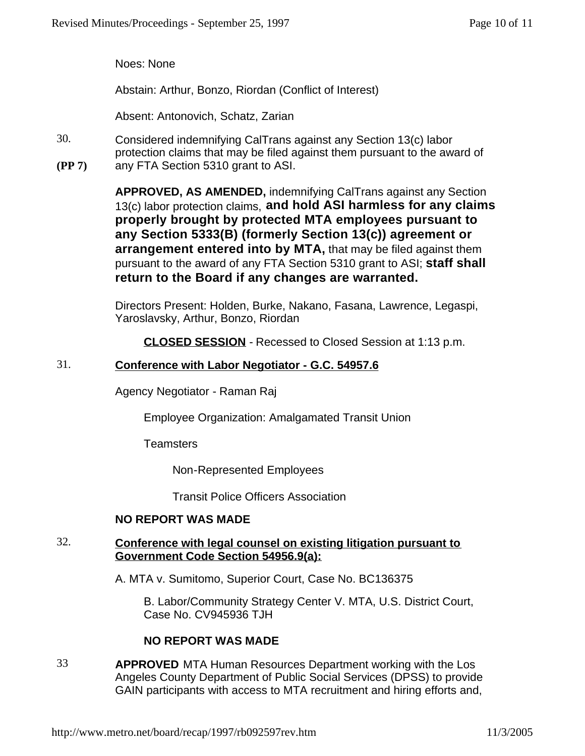Noes: None

Abstain: Arthur, Bonzo, Riordan (Conflict of Interest)

Absent: Antonovich, Schatz, Zarian

30. Considered indemnifying CalTrans against any Section 13(c) labor protection claims that may be filed against them pursuant to the award of any FTA Section 5310 grant to ASI.

**(PP 7)**

**APPROVED, AS AMENDED,** indemnifying CalTrans against any Section 13(c) labor protection claims, **and hold ASI harmless for any claims properly brought by protected MTA employees pursuant to any Section 5333(B) (formerly Section 13(c)) agreement or arrangement entered into by MTA,** that may be filed against them pursuant to the award of any FTA Section 5310 grant to ASI; **staff shall return to the Board if any changes are warranted.**

Directors Present: Holden, Burke, Nakano, Fasana, Lawrence, Legaspi, Yaroslavsky, Arthur, Bonzo, Riordan

**CLOSED SESSION** - Recessed to Closed Session at 1:13 p.m.

31. **Conference with Labor Negotiator - G.C. 54957.6**

Agency Negotiator - Raman Raj

Employee Organization: Amalgamated Transit Union

Teamsters

Non-Represented Employees

Transit Police Officers Association

**NO REPORT WAS MADE**

32. **Conference with legal counsel on existing litigation pursuant to Government Code Section 54956.9(a):**

A. MTA v. Sumitomo, Superior Court, Case No. BC136375

B. Labor/Community Strategy Center V. MTA, U.S. District Court, Case No. CV945936 TJH

**NO REPORT WAS MADE**

33 **APPROVED** MTA Human Resources Department working with the Los Angeles County Department of Public Social Services (DPSS) to provide GAIN participants with access to MTA recruitment and hiring efforts and,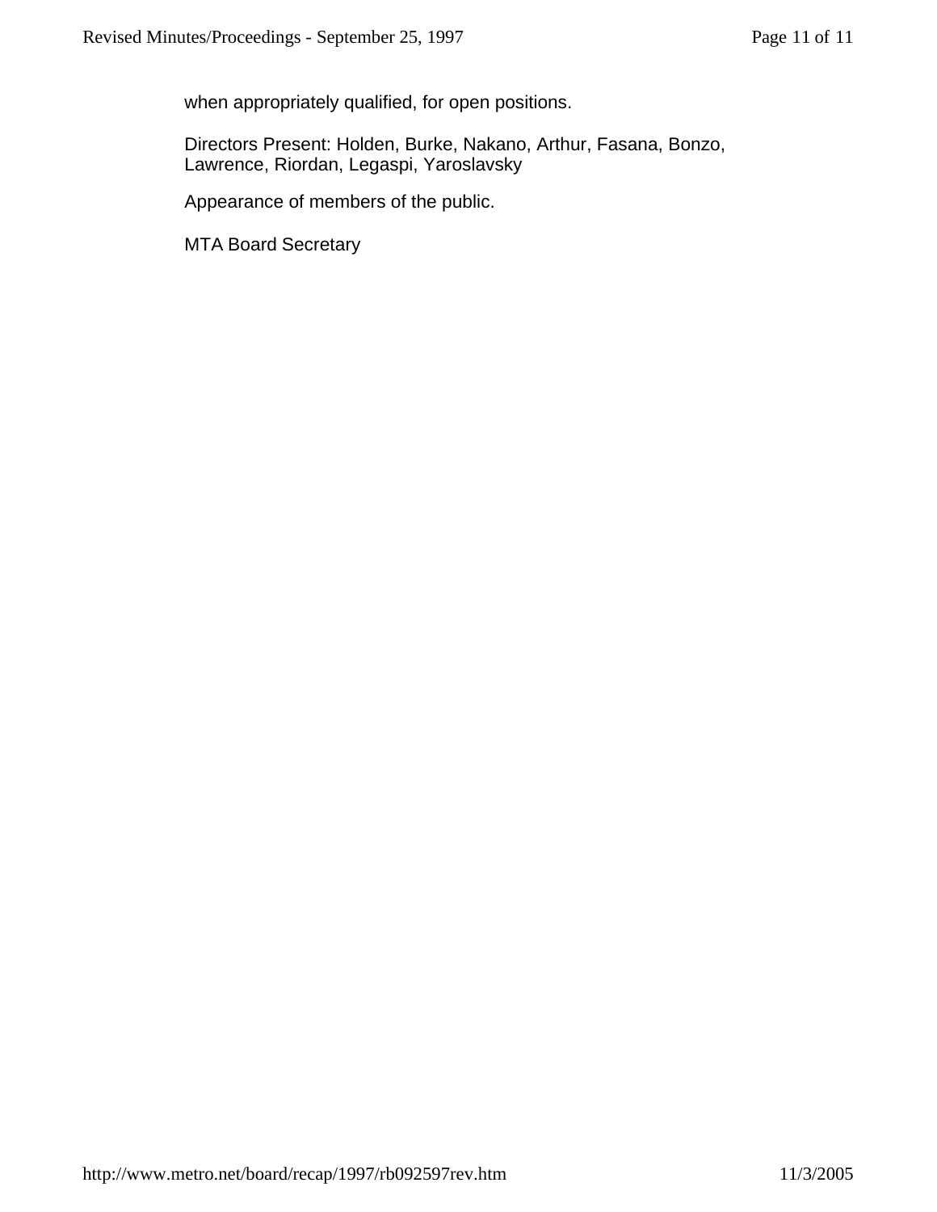when appropriately qualified, for open positions.

Directors Present: Holden, Burke, Nakano, Arthur, Fasana, Bonzo, Lawrence, Riordan, Legaspi, Yaroslavsky

Appearance of members of the public.

MTA Board Secretary